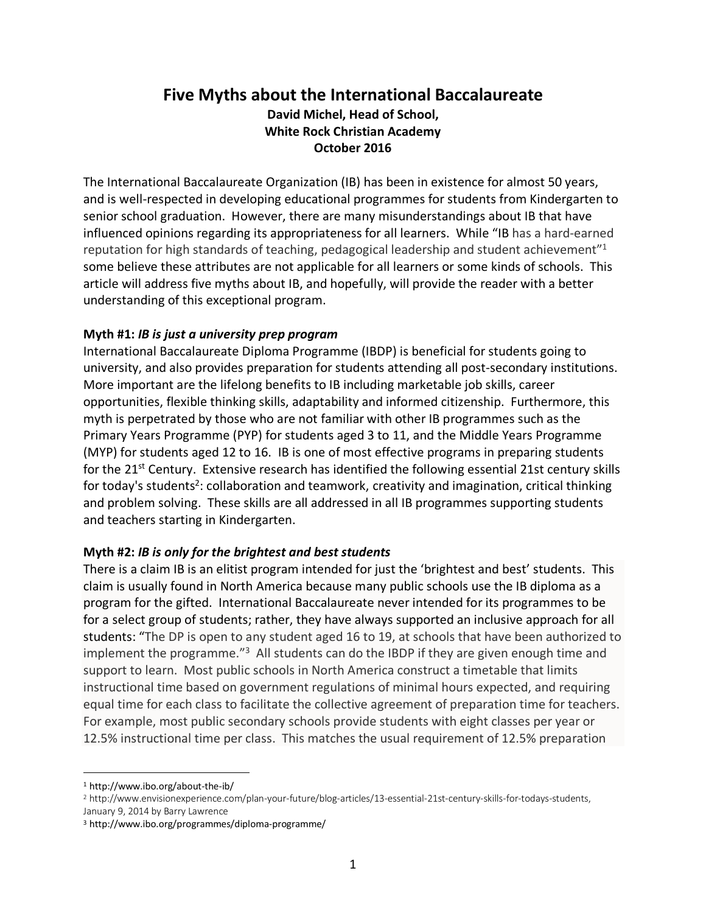# Five Myths about the International Baccalaureate

**David Michel, Head of School,**
**White Rock Christian Academy**
**October 2016**

The International Baccalaureate Organization (IB) has been in existence for almost 50 years, and is well-respected in developing educational programmes for students from Kindergarten to senior school graduation. However, there are many misunderstandings about IB that have influenced opinions regarding its appropriateness for all learners. While "IB has a hard-earned reputation for high standards of teaching, pedagogical leadership and student achievement"[1] some believe these attributes are not applicable for all learners or some kinds of schools. This article will address five myths about IB, and hopefully, will provide the reader with a better understanding of this exceptional program.

**Myth #1:** ***IB is just a university prep program***

International Baccalaureate Diploma Programme (IBDP) is beneficial for students going to university, and also provides preparation for students attending all post-secondary institutions. More important are the lifelong benefits to IB including marketable job skills, career opportunities, flexible thinking skills, adaptability and informed citizenship. Furthermore, this myth is perpetrated by those who are not familiar with other IB programmes such as the Primary Years Programme (PYP) for students aged 3 to 11, and the Middle Years Programme (MYP) for students aged 12 to 16. IB is one of most effective programs in preparing students for the 21st Century. Extensive research has identified the following essential 21st century skills for today's students[2]: collaboration and teamwork, creativity and imagination, critical thinking and problem solving. These skills are all addressed in all IB programmes supporting students and teachers starting in Kindergarten.

**Myth #2:** ***IB is only for the brightest and best students***

There is a claim IB is an elitist program intended for just the 'brightest and best' students. This claim is usually found in North America because many public schools use the IB diploma as a program for the gifted. International Baccalaureate never intended for its programmes to be for a select group of students; rather, they have always supported an inclusive approach for all students: "The DP is open to any student aged 16 to 19, at schools that have been authorized to implement the programme."[3] All students can do the IBDP if they are given enough time and support to learn. Most public schools in North America construct a timetable that limits instructional time based on government regulations of minimal hours expected, and requiring equal time for each class to facilitate the collective agreement of preparation time for teachers. For example, most public secondary schools provide students with eight classes per year or 12.5% instructional time per class. This matches the usual requirement of 12.5% preparation

---

[1] http://www.ibo.org/about-the-ib/

[2] http://www.envisionexperience.com/plan-your-future/blog-articles/13-essential-21st-century-skills-for-todays-students, January 9, 2014 by Barry Lawrence

[3] http://www.ibo.org/programmes/diploma-programme/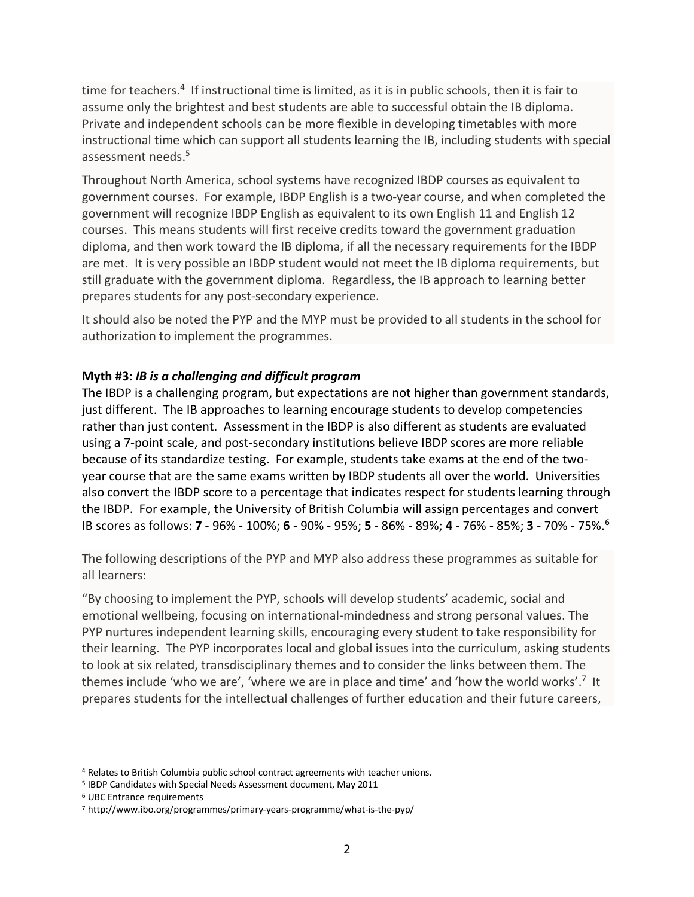time for teachers.[4] If instructional time is limited, as it is in public schools, then it is fair to assume only the brightest and best students are able to successful obtain the IB diploma. Private and independent schools can be more flexible in developing timetables with more instructional time which can support all students learning the IB, including students with special assessment needs.[5]

Throughout North America, school systems have recognized IBDP courses as equivalent to government courses. For example, IBDP English is a two-year course, and when completed the government will recognize IBDP English as equivalent to its own English 11 and English 12 courses. This means students will first receive credits toward the government graduation diploma, and then work toward the IB diploma, if all the necessary requirements for the IBDP are met. It is very possible an IBDP student would not meet the IB diploma requirements, but still graduate with the government diploma. Regardless, the IB approach to learning better prepares students for any post-secondary experience.

It should also be noted the PYP and the MYP must be provided to all students in the school for authorization to implement the programmes.

**Myth #3:** ***IB is a challenging and difficult program***

The IBDP is a challenging program, but expectations are not higher than government standards, just different. The IB approaches to learning encourage students to develop competencies rather than just content. Assessment in the IBDP is also different as students are evaluated using a 7-point scale, and post-secondary institutions believe IBDP scores are more reliable because of its standardize testing. For example, students take exams at the end of the two-year course that are the same exams written by IBDP students all over the world. Universities also convert the IBDP score to a percentage that indicates respect for students learning through the IBDP. For example, the University of British Columbia will assign percentages and convert IB scores as follows: **7** - 96% - 100%; **6** - 90% - 95%; **5** - 86% - 89%; **4** - 76% - 85%; **3** - 70% - 75%.[6]

The following descriptions of the PYP and MYP also address these programmes as suitable for all learners:

"By choosing to implement the PYP, schools will develop students' academic, social and emotional wellbeing, focusing on international-mindedness and strong personal values. The PYP nurtures independent learning skills, encouraging every student to take responsibility for their learning. The PYP incorporates local and global issues into the curriculum, asking students to look at six related, transdisciplinary themes and to consider the links between them. The themes include 'who we are', 'where we are in place and time' and 'how the world works'.[7] It prepares students for the intellectual challenges of further education and their future careers,

---

[4] Relates to British Columbia public school contract agreements with teacher unions.

[5] IBDP Candidates with Special Needs Assessment document, May 2011

[6] UBC Entrance requirements

[7] http://www.ibo.org/programmes/primary-years-programme/what-is-the-pyp/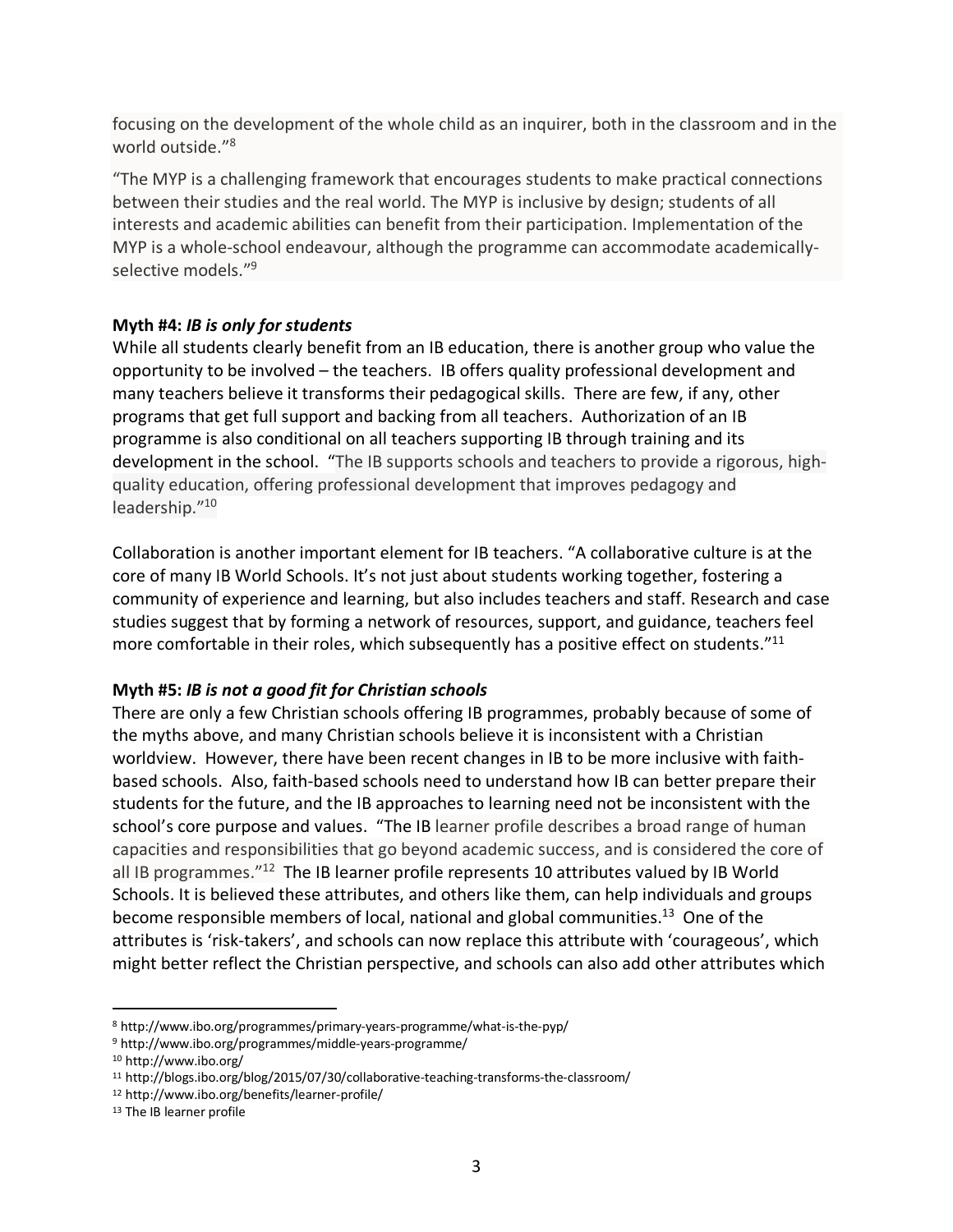focusing on the development of the whole child as an inquirer, both in the classroom and in the world outside."[8]

"The MYP is a challenging framework that encourages students to make practical connections between their studies and the real world. The MYP is inclusive by design; students of all interests and academic abilities can benefit from their participation. Implementation of the MYP is a whole-school endeavour, although the programme can accommodate academically-selective models."[9]

**Myth #4: *IB is only for students***
While all students clearly benefit from an IB education, there is another group who value the opportunity to be involved – the teachers. IB offers quality professional development and many teachers believe it transforms their pedagogical skills. There are few, if any, other programs that get full support and backing from all teachers. Authorization of an IB programme is also conditional on all teachers supporting IB through training and its development in the school. "The IB supports schools and teachers to provide a rigorous, high-quality education, offering professional development that improves pedagogy and leadership."[10]

Collaboration is another important element for IB teachers. "A collaborative culture is at the core of many IB World Schools. It's not just about students working together, fostering a community of experience and learning, but also includes teachers and staff. Research and case studies suggest that by forming a network of resources, support, and guidance, teachers feel more comfortable in their roles, which subsequently has a positive effect on students."[11]

**Myth #5: *IB is not a good fit for Christian schools***
There are only a few Christian schools offering IB programmes, probably because of some of the myths above, and many Christian schools believe it is inconsistent with a Christian worldview. However, there have been recent changes in IB to be more inclusive with faith-based schools. Also, faith-based schools need to understand how IB can better prepare their students for the future, and the IB approaches to learning need not be inconsistent with the school's core purpose and values. "The IB learner profile describes a broad range of human capacities and responsibilities that go beyond academic success, and is considered the core of all IB programmes."[12] The IB learner profile represents 10 attributes valued by IB World Schools. It is believed these attributes, and others like them, can help individuals and groups become responsible members of local, national and global communities.[13] One of the attributes is 'risk-takers', and schools can now replace this attribute with 'courageous', which might better reflect the Christian perspective, and schools can also add other attributes which

---

[8] http://www.ibo.org/programmes/primary-years-programme/what-is-the-pyp/

[9] http://www.ibo.org/programmes/middle-years-programme/

[10] http://www.ibo.org/

[11] http://blogs.ibo.org/blog/2015/07/30/collaborative-teaching-transforms-the-classroom/

[12] http://www.ibo.org/benefits/learner-profile/

[13] The IB learner profile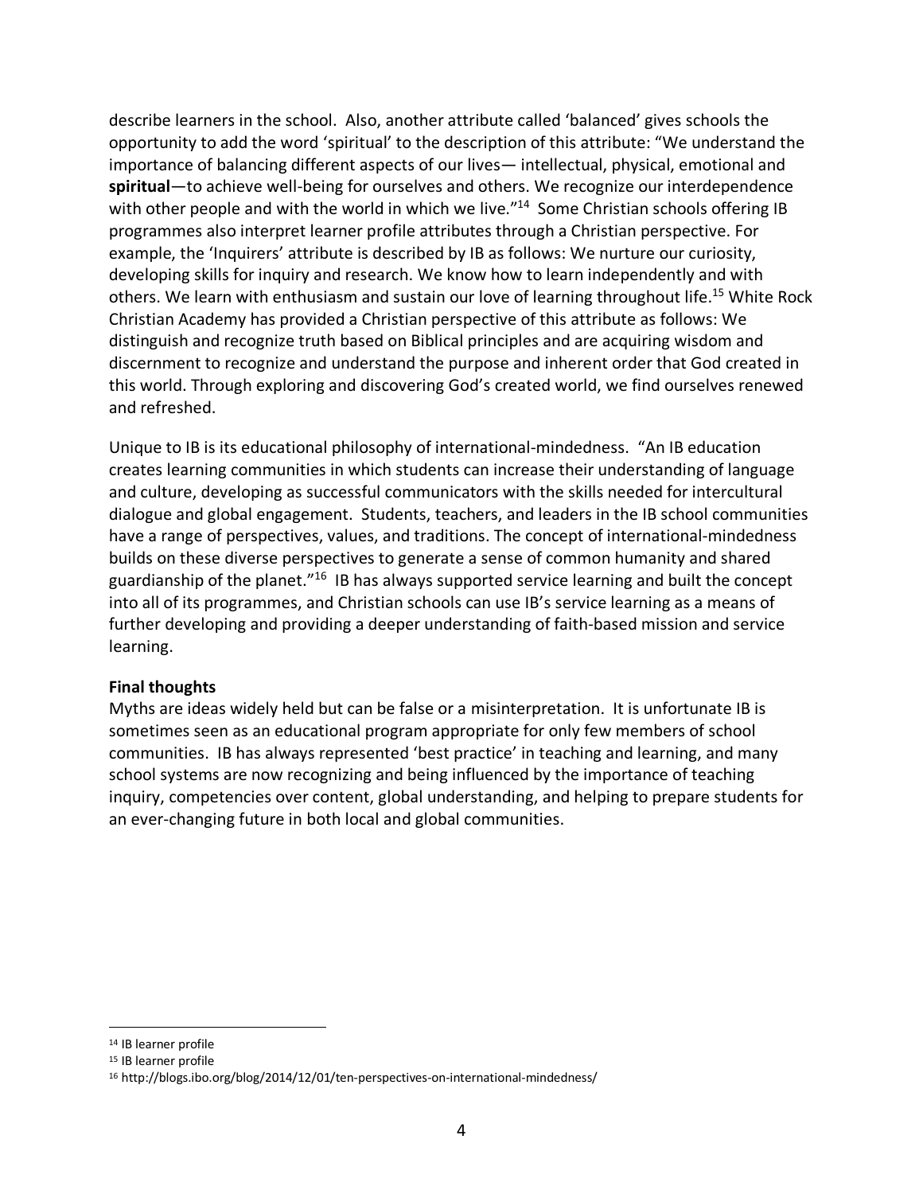describe learners in the school. Also, another attribute called 'balanced' gives schools the opportunity to add the word 'spiritual' to the description of this attribute: "We understand the importance of balancing different aspects of our lives— intellectual, physical, emotional and **spiritual**—to achieve well-being for ourselves and others. We recognize our interdependence with other people and with the world in which we live."[14] Some Christian schools offering IB programmes also interpret learner profile attributes through a Christian perspective. For example, the 'Inquirers' attribute is described by IB as follows: We nurture our curiosity, developing skills for inquiry and research. We know how to learn independently and with others. We learn with enthusiasm and sustain our love of learning throughout life.[15] White Rock Christian Academy has provided a Christian perspective of this attribute as follows: We distinguish and recognize truth based on Biblical principles and are acquiring wisdom and discernment to recognize and understand the purpose and inherent order that God created in this world. Through exploring and discovering God's created world, we find ourselves renewed and refreshed.

Unique to IB is its educational philosophy of international-mindedness. "An IB education creates learning communities in which students can increase their understanding of language and culture, developing as successful communicators with the skills needed for intercultural dialogue and global engagement. Students, teachers, and leaders in the IB school communities have a range of perspectives, values, and traditions. The concept of international-mindedness builds on these diverse perspectives to generate a sense of common humanity and shared guardianship of the planet."[16] IB has always supported service learning and built the concept into all of its programmes, and Christian schools can use IB's service learning as a means of further developing and providing a deeper understanding of faith-based mission and service learning.

**Final thoughts**

Myths are ideas widely held but can be false or a misinterpretation. It is unfortunate IB is sometimes seen as an educational program appropriate for only few members of school communities. IB has always represented 'best practice' in teaching and learning, and many school systems are now recognizing and being influenced by the importance of teaching inquiry, competencies over content, global understanding, and helping to prepare students for an ever-changing future in both local and global communities.

[14] IB learner profile

[15] IB learner profile

[16] http://blogs.ibo.org/blog/2014/12/01/ten-perspectives-on-international-mindedness/